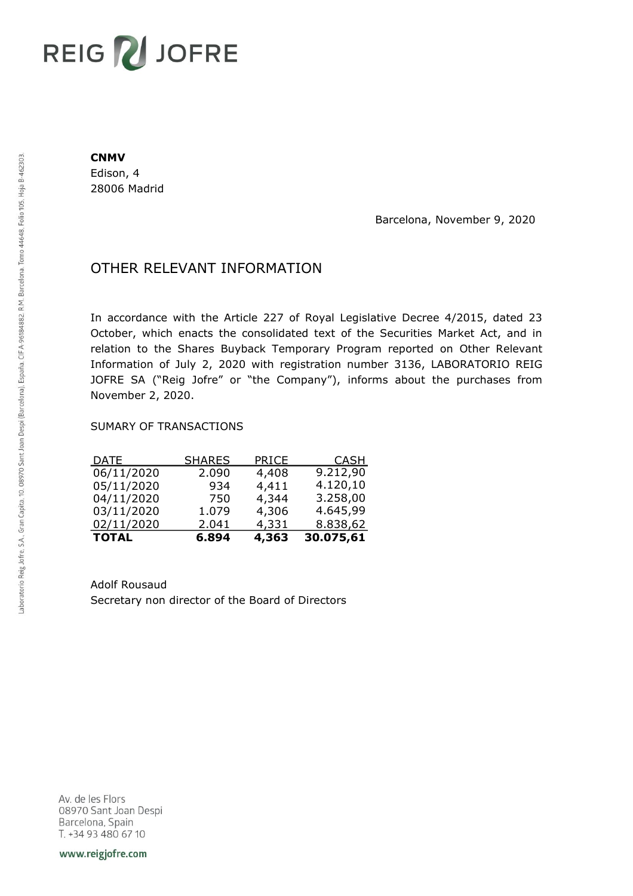# REIG JOFRE

**CNMV**
Edison, 4
28006 Madrid

Barcelona, November 9, 2020

## OTHER RELEVANT INFORMATION

In accordance with the Article 227 of Royal Legislative Decree 4/2015, dated 23 October, which enacts the consolidated text of the Securities Market Act, and in relation to the Shares Buyback Temporary Program reported on Other Relevant Information of July 2, 2020 with registration number 3136, LABORATORIO REIG JOFRE SA ("Reig Jofre" or "the Company"), informs about the purchases from November 2, 2020.

SUMARY OF TRANSACTIONS

| DATE | SHARES | PRICE | CASH |
|---|---:|---:|---:|
| 06/11/2020 | 2.090 | 4,408 | 9.212,90 |
| 05/11/2020 | 934 | 4,411 | 4.120,10 |
| 04/11/2020 | 750 | 4,344 | 3.258,00 |
| 03/11/2020 | 1.079 | 4,306 | 4.645,99 |
| 02/11/2020 | 2.041 | 4,331 | 8.838,62 |
| **TOTAL** | **6.894** | **4,363** | **30.075,61** |

Adolf Rousaud
Secretary non director of the Board of Directors

Laboratorio Reig Jofre, S.A., Gran Capità, 10, 08970 Sant Joan Despí (Barcelona), España. CIF A-96184882. R.M. Barcelona, Tomo 44648, Folio 105, Hoja B-462303.

Av. de les Flors
08970 Sant Joan Despi
Barcelona, Spain
T. +34 93 480 67 10

www.reigjofre.com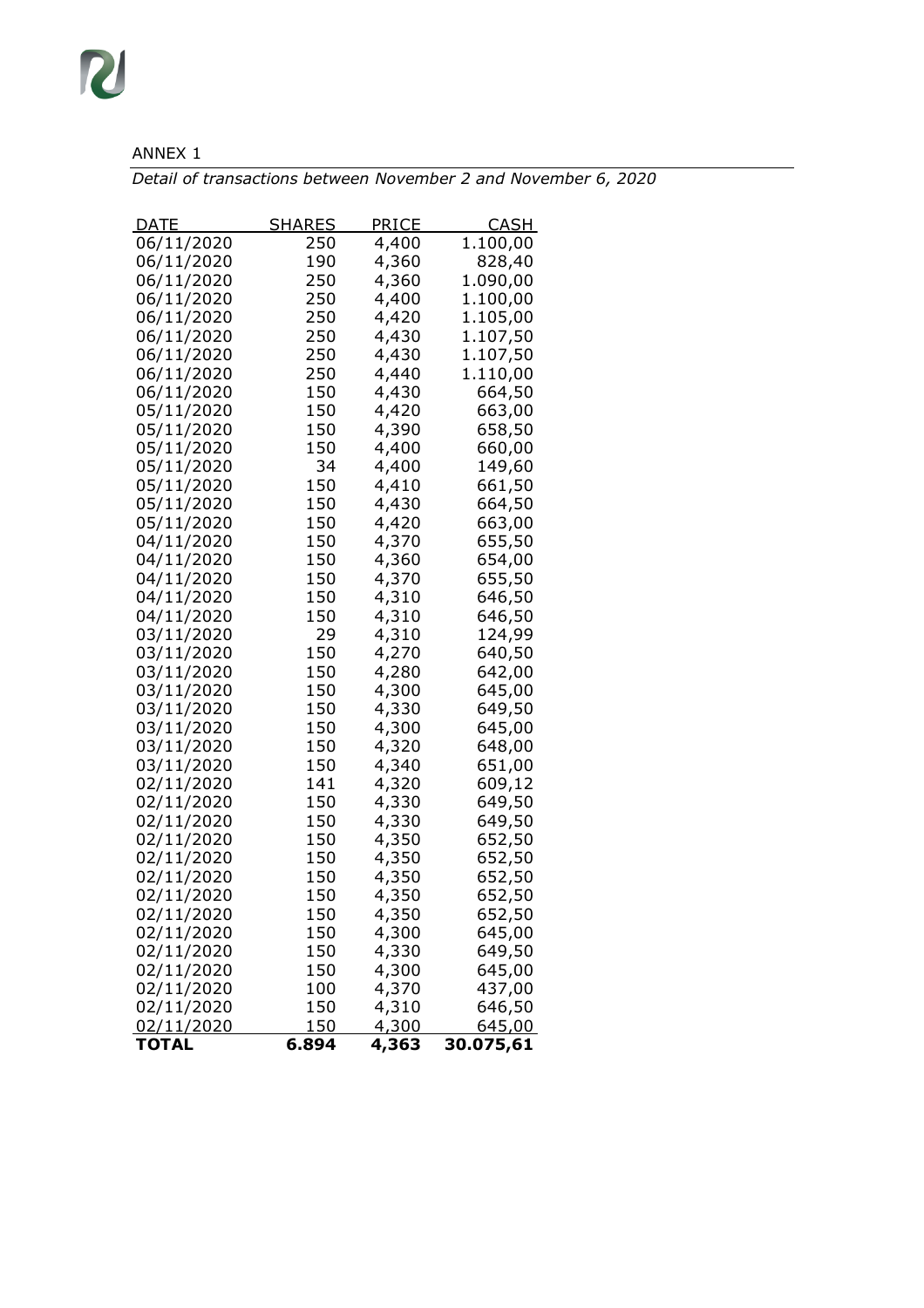ANNEX 1

*Detail of transactions between November 2 and November 6, 2020*

| DATE | SHARES | PRICE | CASH |
|---|---|---|---|
| 06/11/2020 | 250 | 4,400 | 1.100,00 |
| 06/11/2020 | 190 | 4,360 | 828,40 |
| 06/11/2020 | 250 | 4,360 | 1.090,00 |
| 06/11/2020 | 250 | 4,400 | 1.100,00 |
| 06/11/2020 | 250 | 4,420 | 1.105,00 |
| 06/11/2020 | 250 | 4,430 | 1.107,50 |
| 06/11/2020 | 250 | 4,430 | 1.107,50 |
| 06/11/2020 | 250 | 4,440 | 1.110,00 |
| 06/11/2020 | 150 | 4,430 | 664,50 |
| 05/11/2020 | 150 | 4,420 | 663,00 |
| 05/11/2020 | 150 | 4,390 | 658,50 |
| 05/11/2020 | 150 | 4,400 | 660,00 |
| 05/11/2020 | 34 | 4,400 | 149,60 |
| 05/11/2020 | 150 | 4,410 | 661,50 |
| 05/11/2020 | 150 | 4,430 | 664,50 |
| 05/11/2020 | 150 | 4,420 | 663,00 |
| 04/11/2020 | 150 | 4,370 | 655,50 |
| 04/11/2020 | 150 | 4,360 | 654,00 |
| 04/11/2020 | 150 | 4,370 | 655,50 |
| 04/11/2020 | 150 | 4,310 | 646,50 |
| 04/11/2020 | 150 | 4,310 | 646,50 |
| 03/11/2020 | 29 | 4,310 | 124,99 |
| 03/11/2020 | 150 | 4,270 | 640,50 |
| 03/11/2020 | 150 | 4,280 | 642,00 |
| 03/11/2020 | 150 | 4,300 | 645,00 |
| 03/11/2020 | 150 | 4,330 | 649,50 |
| 03/11/2020 | 150 | 4,300 | 645,00 |
| 03/11/2020 | 150 | 4,320 | 648,00 |
| 03/11/2020 | 150 | 4,340 | 651,00 |
| 02/11/2020 | 141 | 4,320 | 609,12 |
| 02/11/2020 | 150 | 4,330 | 649,50 |
| 02/11/2020 | 150 | 4,330 | 649,50 |
| 02/11/2020 | 150 | 4,350 | 652,50 |
| 02/11/2020 | 150 | 4,350 | 652,50 |
| 02/11/2020 | 150 | 4,350 | 652,50 |
| 02/11/2020 | 150 | 4,350 | 652,50 |
| 02/11/2020 | 150 | 4,350 | 652,50 |
| 02/11/2020 | 150 | 4,300 | 645,00 |
| 02/11/2020 | 150 | 4,330 | 649,50 |
| 02/11/2020 | 150 | 4,300 | 645,00 |
| 02/11/2020 | 100 | 4,370 | 437,00 |
| 02/11/2020 | 150 | 4,310 | 646,50 |
| 02/11/2020 | 150 | 4,300 | 645,00 |
| **TOTAL** | **6.894** | **4,363** | **30.075,61** |